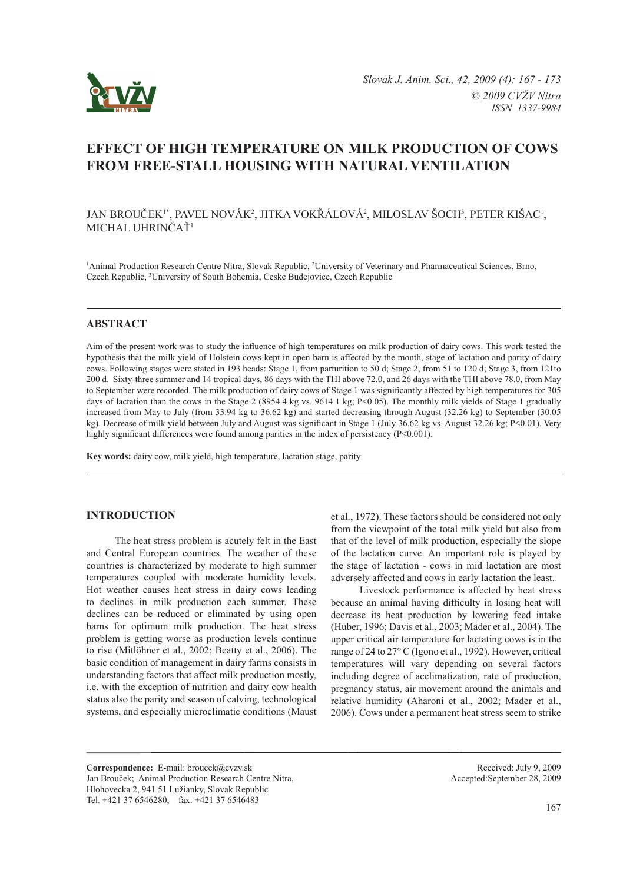# EFFECT OF HIGH TEMPERATURE ON MILK PRODUCTION OF COWS FROM FREE-STALL HOUSING WITH NATURAL VENTILATION

JAN BROUČEK[1*], PAVEL NOVÁK[2], JITKA VOKŘÁLOVÁ[2], MILOSLAV ŠOCH[3], PETER KIŠAC[1], MICHAL UHRINČAŤ[1]

[1]Animal Production Research Centre Nitra, Slovak Republic, [2]University of Veterinary and Pharmaceutical Sciences, Brno, Czech Republic, [3]University of South Bohemia, Ceske Budejovice, Czech Republic

## ABSTRACT

Aim of the present work was to study the influence of high temperatures on milk production of dairy cows. This work tested the hypothesis that the milk yield of Holstein cows kept in open barn is affected by the month, stage of lactation and parity of dairy cows. Following stages were stated in 193 heads: Stage 1, from parturition to 50 d; Stage 2, from 51 to 120 d; Stage 3, from 121to 200 d. Sixty-three summer and 14 tropical days, 86 days with the THI above 72.0, and 26 days with the THI above 78.0, from May to September were recorded. The milk production of dairy cows of Stage 1 was significantly affected by high temperatures for 305 days of lactation than the cows in the Stage 2 (8954.4 kg vs. 9614.1 kg; $P<0.05$). The monthly milk yields of Stage 1 gradually increased from May to July (from 33.94 kg to 36.62 kg) and started decreasing through August (32.26 kg) to September (30.05 kg). Decrease of milk yield between July and August was significant in Stage 1 (July 36.62 kg vs. August 32.26 kg; $P<0.01$). Very highly significant differences were found among parities in the index of persistency ($P<0.001$).

**Key words:** dairy cow, milk yield, high temperature, lactation stage, parity

## INTRODUCTION

The heat stress problem is acutely felt in the East and Central European countries. The weather of these countries is characterized by moderate to high summer temperatures coupled with moderate humidity levels. Hot weather causes heat stress in dairy cows leading to declines in milk production each summer. These declines can be reduced or eliminated by using open barns for optimum milk production. The heat stress problem is getting worse as production levels continue to rise (Mitlöhner et al., 2002; Beatty et al., 2006). The basic condition of management in dairy farms consists in understanding factors that affect milk production mostly, i.e. with the exception of nutrition and dairy cow health status also the parity and season of calving, technological systems, and especially microclimatic conditions (Maust et al., 1972). These factors should be considered not only from the viewpoint of the total milk yield but also from that of the level of milk production, especially the slope of the lactation curve. An important role is played by the stage of lactation - cows in mid lactation are most adversely affected and cows in early lactation the least.

Livestock performance is affected by heat stress because an animal having difficulty in losing heat will decrease its heat production by lowering feed intake (Huber, 1996; Davis et al., 2003; Mader et al., 2004). The upper critical air temperature for lactating cows is in the range of 24 to 27° C (Igono et al., 1992). However, critical temperatures will vary depending on several factors including degree of acclimatization, rate of production, pregnancy status, air movement around the animals and relative humidity (Aharoni et al., 2002; Mader et al., 2006). Cows under a permanent heat stress seem to strike

**Correspondence:** E-mail: broucek@cvzv.sk
Jan Brouček; Animal Production Research Centre Nitra, Hlohovecka 2, 941 51 Lužianky, Slovak Republic
Tel. +421 37 6546280, fax: +421 37 6546483

Received: July 9, 2009
Accepted:September 28, 2009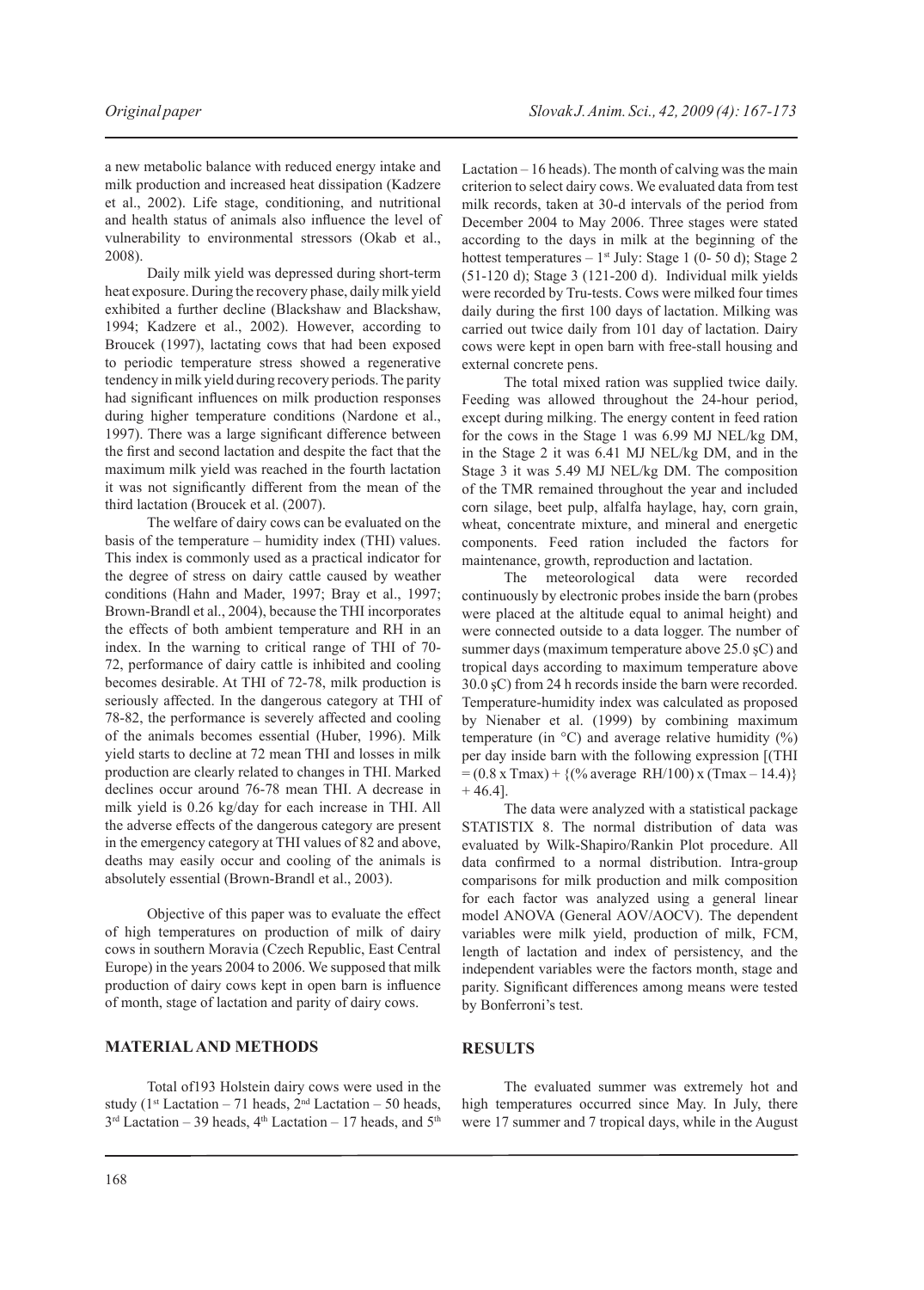a new metabolic balance with reduced energy intake and milk production and increased heat dissipation (Kadzere et al., 2002). Life stage, conditioning, and nutritional and health status of animals also influence the level of vulnerability to environmental stressors (Okab et al., 2008).

Daily milk yield was depressed during short-term heat exposure. During the recovery phase, daily milk yield exhibited a further decline (Blackshaw and Blackshaw, 1994; Kadzere et al., 2002). However, according to Broucek (1997), lactating cows that had been exposed to periodic temperature stress showed a regenerative tendency in milk yield during recovery periods. The parity had significant influences on milk production responses during higher temperature conditions (Nardone et al., 1997). There was a large significant difference between the first and second lactation and despite the fact that the maximum milk yield was reached in the fourth lactation it was not significantly different from the mean of the third lactation (Broucek et al. (2007).

The welfare of dairy cows can be evaluated on the basis of the temperature – humidity index (THI) values. This index is commonly used as a practical indicator for the degree of stress on dairy cattle caused by weather conditions (Hahn and Mader, 1997; Bray et al., 1997; Brown-Brandl et al., 2004), because the THI incorporates the effects of both ambient temperature and RH in an index. In the warning to critical range of THI of 70-72, performance of dairy cattle is inhibited and cooling becomes desirable. At THI of 72-78, milk production is seriously affected. In the dangerous category at THI of 78-82, the performance is severely affected and cooling of the animals becomes essential (Huber, 1996). Milk yield starts to decline at 72 mean THI and losses in milk production are clearly related to changes in THI. Marked declines occur around 76-78 mean THI. A decrease in milk yield is 0.26 kg/day for each increase in THI. All the adverse effects of the dangerous category are present in the emergency category at THI values of 82 and above, deaths may easily occur and cooling of the animals is absolutely essential (Brown-Brandl et al., 2003).

Objective of this paper was to evaluate the effect of high temperatures on production of milk of dairy cows in southern Moravia (Czech Republic, East Central Europe) in the years 2004 to 2006. We supposed that milk production of dairy cows kept in open barn is influence of month, stage of lactation and parity of dairy cows.

## MATERIAL AND METHODS

Total of193 Holstein dairy cows were used in the study (1st Lactation – 71 heads, 2nd Lactation – 50 heads, 3rd Lactation – 39 heads, 4th Lactation – 17 heads, and 5th Lactation – 16 heads). The month of calving was the main criterion to select dairy cows. We evaluated data from test milk records, taken at 30-d intervals of the period from December 2004 to May 2006. Three stages were stated according to the days in milk at the beginning of the hottest temperatures – 1st July: Stage 1 (0- 50 d); Stage 2 (51-120 d); Stage 3 (121-200 d). Individual milk yields were recorded by Tru-tests. Cows were milked four times daily during the first 100 days of lactation. Milking was carried out twice daily from 101 day of lactation. Dairy cows were kept in open barn with free-stall housing and external concrete pens.

The total mixed ration was supplied twice daily. Feeding was allowed throughout the 24-hour period, except during milking. The energy content in feed ration for the cows in the Stage 1 was 6.99 MJ NEL/kg DM, in the Stage 2 it was 6.41 MJ NEL/kg DM, and in the Stage 3 it was 5.49 MJ NEL/kg DM. The composition of the TMR remained throughout the year and included corn silage, beet pulp, alfalfa haylage, hay, corn grain, wheat, concentrate mixture, and mineral and energetic components. Feed ration included the factors for maintenance, growth, reproduction and lactation.

The meteorological data were recorded continuously by electronic probes inside the barn (probes were placed at the altitude equal to animal height) and were connected outside to a data logger. The number of summer days (maximum temperature above 25.0 şC) and tropical days according to maximum temperature above 30.0 şC) from 24 h records inside the barn were recorded. Temperature-humidity index was calculated as proposed by Nienaber et al. (1999) by combining maximum temperature (in °C) and average relative humidity (%) per day inside barn with the following expression [(THI = (0.8 x Tmax) + {(% average RH/100) x (Tmax – 14.4)} + 46.4].

The data were analyzed with a statistical package STATISTIX 8. The normal distribution of data was evaluated by Wilk-Shapiro/Rankin Plot procedure. All data confirmed to a normal distribution. Intra-group comparisons for milk production and milk composition for each factor was analyzed using a general linear model ANOVA (General AOV/AOCV). The dependent variables were milk yield, production of milk, FCM, length of lactation and index of persistency, and the independent variables were the factors month, stage and parity. Significant differences among means were tested by Bonferroni's test.

## RESULTS

The evaluated summer was extremely hot and high temperatures occurred since May. In July, there were 17 summer and 7 tropical days, while in the August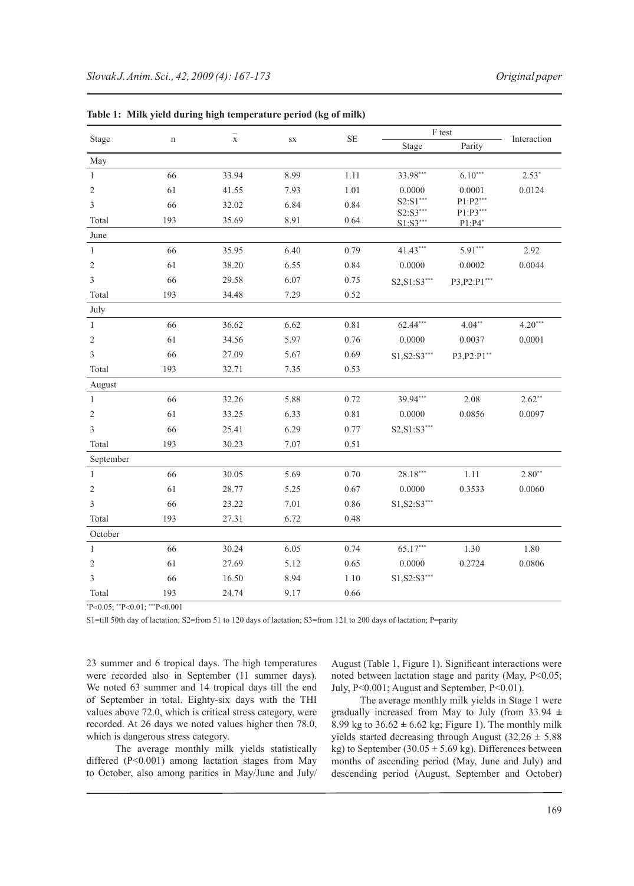**Table 1: Milk yield during high temperature period (kg of milk)**

| Stage | n | $\bar{x}$ | sx | SE | F test | | Interaction |
|---|---|---|---|---|---|---|---|
| | | | | | Stage | Parity | |
| May | | | | | | | |
| 1 | 66 | 33.94 | 8.99 | 1.11 | 33.98*** | 6.10*** | 2.53* |
| 2 | 61 | 41.55 | 7.93 | 1.01 | 0.0000 | 0.0001 | 0.0124 |
| 3 | 66 | 32.02 | 6.84 | 0.84 | S2:S1*** S2:S3*** | P1:P2*** P1:P3*** | |
| Total | 193 | 35.69 | 8.91 | 0.64 | S1:S3*** | P1:P4* | |
| June | | | | | | | |
| 1 | 66 | 35.95 | 6.40 | 0.79 | 41.43*** | 5.91*** | 2.92 |
| 2 | 61 | 38.20 | 6.55 | 0.84 | 0.0000 | 0.0002 | 0.0044 |
| 3 | 66 | 29.58 | 6.07 | 0.75 | S2,S1:S3*** | P3,P2:P1*** | |
| Total | 193 | 34.48 | 7.29 | 0.52 | | | |
| July | | | | | | | |
| 1 | 66 | 36.62 | 6.62 | 0.81 | 62.44*** | 4.04** | 4.20*** |
| 2 | 61 | 34.56 | 5.97 | 0.76 | 0.0000 | 0.0037 | 0,0001 |
| 3 | 66 | 27.09 | 5.67 | 0.69 | S1,S2:S3*** | P3,P2:P1** | |
| Total | 193 | 32.71 | 7.35 | 0.53 | | | |
| August | | | | | | | |
| 1 | 66 | 32.26 | 5.88 | 0.72 | 39.94*** | 2.08 | 2.62** |
| 2 | 61 | 33.25 | 6.33 | 0.81 | 0.0000 | 0.0856 | 0.0097 |
| 3 | 66 | 25.41 | 6.29 | 0.77 | S2,S1:S3*** | | |
| Total | 193 | 30.23 | 7.07 | 0.51 | | | |
| September | | | | | | | |
| 1 | 66 | 30.05 | 5.69 | 0.70 | 28.18*** | 1.11 | 2.80** |
| 2 | 61 | 28.77 | 5.25 | 0.67 | 0.0000 | 0.3533 | 0.0060 |
| 3 | 66 | 23.22 | 7.01 | 0.86 | S1,S2:S3*** | | |
| Total | 193 | 27.31 | 6.72 | 0.48 | | | |
| October | | | | | | | |
| 1 | 66 | 30.24 | 6.05 | 0.74 | 65.17*** | 1.30 | 1.80 |
| 2 | 61 | 27.69 | 5.12 | 0.65 | 0.0000 | 0.2724 | 0.0806 |
| 3 | 66 | 16.50 | 8.94 | 1.10 | S1,S2:S3*** | | |
| Total | 193 | 24.74 | 9.17 | 0.66 | | | |

*P<0.05; **P<0.01; ***P<0.001

S1=till 50th day of lactation; S2=from 51 to 120 days of lactation; S3=from 121 to 200 days of lactation; P=parity

23 summer and 6 tropical days. The high temperatures were recorded also in September (11 summer days). We noted 63 summer and 14 tropical days till the end of September in total. Eighty-six days with the THI values above 72.0, which is critical stress category, were recorded. At 26 days we noted values higher then 78.0, which is dangerous stress category.

The average monthly milk yields statistically differed (P<0.001) among lactation stages from May to October, also among parities in May/June and July/August (Table 1, Figure 1). Significant interactions were noted between lactation stage and parity (May, P<0.05; July, P<0.001; August and September, P<0.01).

The average monthly milk yields in Stage 1 were gradually increased from May to July (from 33.94 ± 8.99 kg to 36.62 ± 6.62 kg; Figure 1). The monthly milk yields started decreasing through August (32.26 ± 5.88 kg) to September (30.05 ± 5.69 kg). Differences between months of ascending period (May, June and July) and descending period (August, September and October)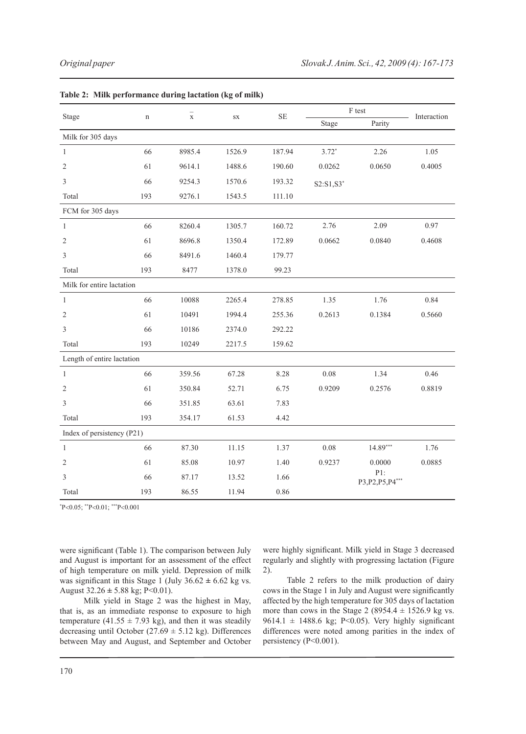**Table 2: Milk performance during lactation (kg of milk)**

| Stage | n | $\bar{x}$ | sx | SE | F test | | Interaction |
|---|---|---|---|---|---|---|---|
| | | | | | Stage | Parity | |
| Milk for 305 days | | | | | | | |
| 1 | 66 | 8985.4 | 1526.9 | 187.94 | 3.72* | 2.26 | 1.05 |
| 2 | 61 | 9614.1 | 1488.6 | 190.60 | 0.0262 | 0.0650 | 0.4005 |
| 3 | 66 | 9254.3 | 1570.6 | 193.32 | S2:S1,S3* | | |
| Total | 193 | 9276.1 | 1543.5 | 111.10 | | | |
| FCM for 305 days | | | | | | | |
| 1 | 66 | 8260.4 | 1305.7 | 160.72 | 2.76 | 2.09 | 0.97 |
| 2 | 61 | 8696.8 | 1350.4 | 172.89 | 0.0662 | 0.0840 | 0.4608 |
| 3 | 66 | 8491.6 | 1460.4 | 179.77 | | | |
| Total | 193 | 8477 | 1378.0 | 99.23 | | | |
| Milk for entire lactation | | | | | | | |
| 1 | 66 | 10088 | 2265.4 | 278.85 | 1.35 | 1.76 | 0.84 |
| 2 | 61 | 10491 | 1994.4 | 255.36 | 0.2613 | 0.1384 | 0.5660 |
| 3 | 66 | 10186 | 2374.0 | 292.22 | | | |
| Total | 193 | 10249 | 2217.5 | 159.62 | | | |
| Length of entire lactation | | | | | | | |
| 1 | 66 | 359.56 | 67.28 | 8.28 | 0.08 | 1.34 | 0.46 |
| 2 | 61 | 350.84 | 52.71 | 6.75 | 0.9209 | 0.2576 | 0.8819 |
| 3 | 66 | 351.85 | 63.61 | 7.83 | | | |
| Total | 193 | 354.17 | 61.53 | 4.42 | | | |
| Index of persistency (P21) | | | | | | | |
| 1 | 66 | 87.30 | 11.15 | 1.37 | 0.08 | 14.89*** | 1.76 |
| 2 | 61 | 85.08 | 10.97 | 1.40 | 0.9237 | 0.0000 | 0.0885 |
| 3 | 66 | 87.17 | 13.52 | 1.66 | | P1: P3,P2,P5,P4*** | |
| Total | 193 | 86.55 | 11.94 | 0.86 | | | |

*P<0.05; **P<0.01; ***P<0.001

were significant (Table 1). The comparison between July and August is important for an assessment of the effect of high temperature on milk yield. Depression of milk was significant in this Stage 1 (July 36.62 ± 6.62 kg vs. August 32.26 ± 5.88 kg; P<0.01).

Milk yield in Stage 2 was the highest in May, that is, as an immediate response to exposure to high temperature (41.55 ± 7.93 kg), and then it was steadily decreasing until October (27.69 ± 5.12 kg). Differences between May and August, and September and October were highly significant. Milk yield in Stage 3 decreased regularly and slightly with progressing lactation (Figure 2).

Table 2 refers to the milk production of dairy cows in the Stage 1 in July and August were significantly affected by the high temperature for 305 days of lactation more than cows in the Stage 2 (8954.4 ± 1526.9 kg vs. 9614.1 ± 1488.6 kg; P<0.05). Very highly significant differences were noted among parities in the index of persistency (P<0.001).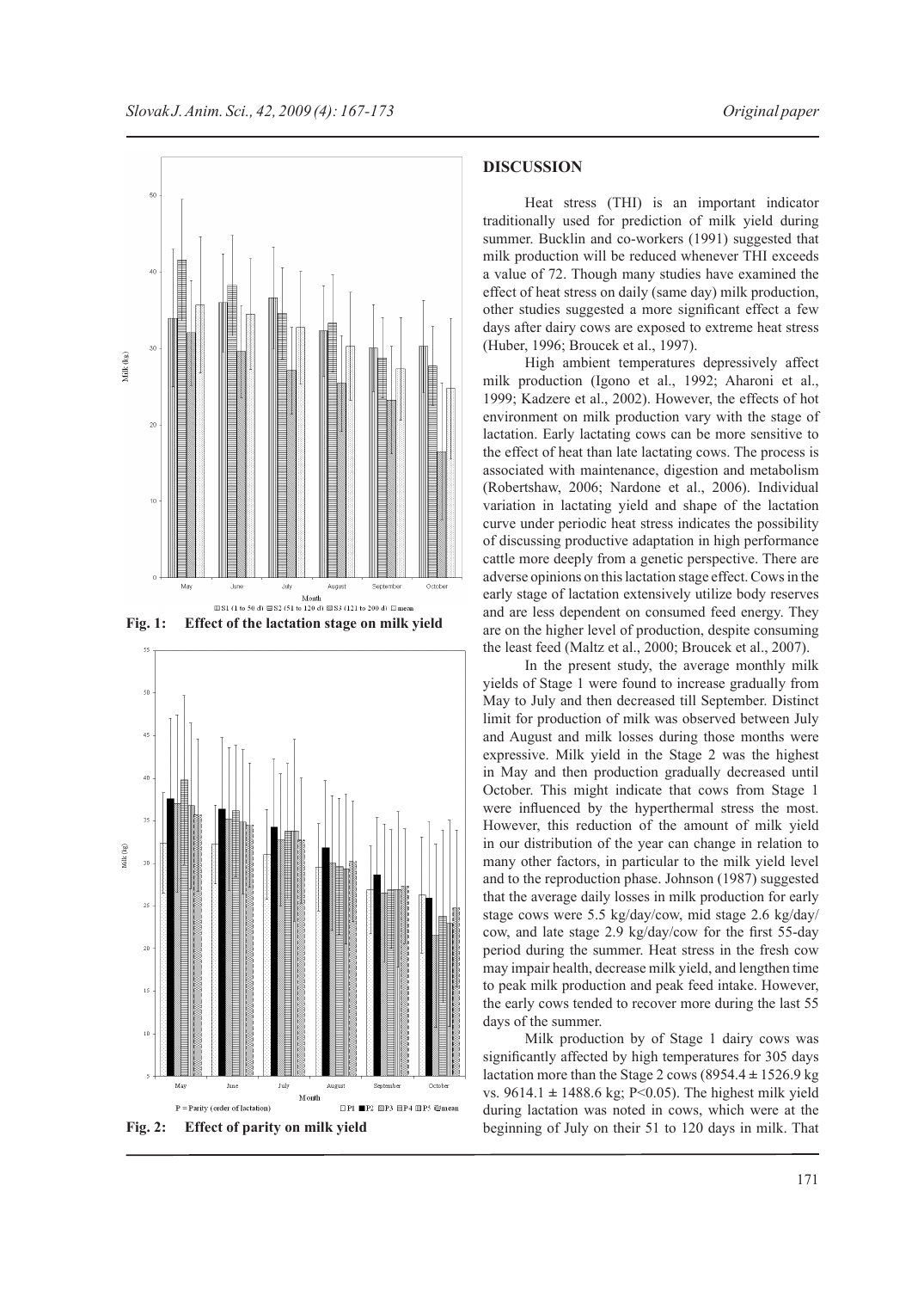Fig. 1: Effect of the lactation stage on milk yield

Fig. 2: Effect of parity on milk yield

## DISCUSSION

Heat stress (THI) is an important indicator traditionally used for prediction of milk yield during summer. Bucklin and co-workers (1991) suggested that milk production will be reduced whenever THI exceeds a value of 72. Though many studies have examined the effect of heat stress on daily (same day) milk production, other studies suggested a more significant effect a few days after dairy cows are exposed to extreme heat stress (Huber, 1996; Broucek et al., 1997).

High ambient temperatures depressively affect milk production (Igono et al., 1992; Aharoni et al., 1999; Kadzere et al., 2002). However, the effects of hot environment on milk production vary with the stage of lactation. Early lactating cows can be more sensitive to the effect of heat than late lactating cows. The process is associated with maintenance, digestion and metabolism (Robertshaw, 2006; Nardone et al., 2006). Individual variation in lactating yield and shape of the lactation curve under periodic heat stress indicates the possibility of discussing productive adaptation in high performance cattle more deeply from a genetic perspective. There are adverse opinions on this lactation stage effect. Cows in the early stage of lactation extensively utilize body reserves and are less dependent on consumed feed energy. They are on the higher level of production, despite consuming the least feed (Maltz et al., 2000; Broucek et al., 2007).

In the present study, the average monthly milk yields of Stage 1 were found to increase gradually from May to July and then decreased till September. Distinct limit for production of milk was observed between July and August and milk losses during those months were expressive. Milk yield in the Stage 2 was the highest in May and then production gradually decreased until October. This might indicate that cows from Stage 1 were influenced by the hyperthermal stress the most. However, this reduction of the amount of milk yield in our distribution of the year can change in relation to many other factors, in particular to the milk yield level and to the reproduction phase. Johnson (1987) suggested that the average daily losses in milk production for early stage cows were 5.5 kg/day/cow, mid stage 2.6 kg/day/cow, and late stage 2.9 kg/day/cow for the first 55-day period during the summer. Heat stress in the fresh cow may impair health, decrease milk yield, and lengthen time to peak milk production and peak feed intake. However, the early cows tended to recover more during the last 55 days of the summer.

Milk production by of Stage 1 dairy cows was significantly affected by high temperatures for 305 days lactation more than the Stage 2 cows (8954.4 ± 1526.9 kg vs. 9614.1 ± 1488.6 kg; $P<0.05$). The highest milk yield during lactation was noted in cows, which were at the beginning of July on their 51 to 120 days in milk. That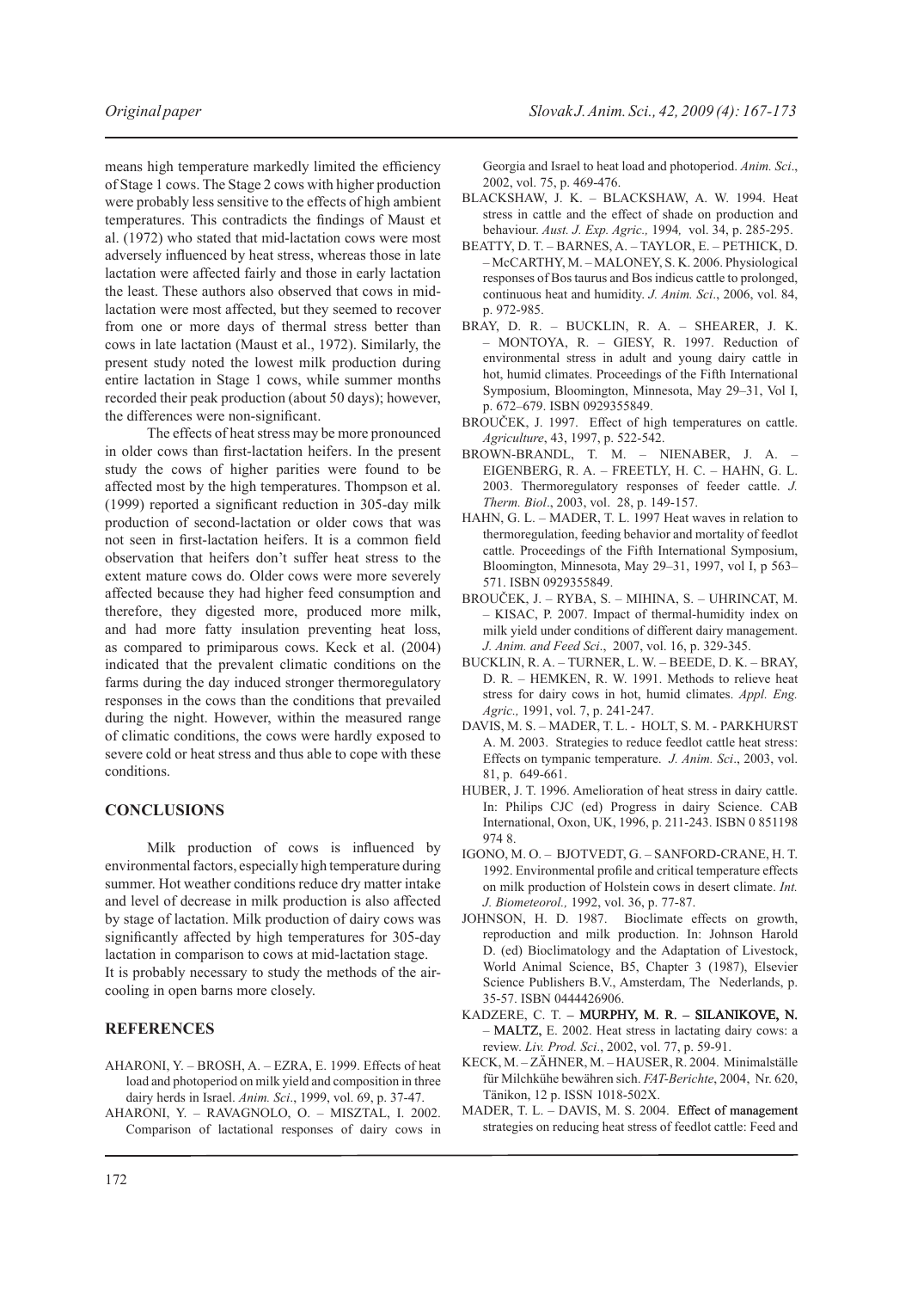means high temperature markedly limited the efficiency of Stage 1 cows. The Stage 2 cows with higher production were probably less sensitive to the effects of high ambient temperatures. This contradicts the findings of Maust et al. (1972) who stated that mid-lactation cows were most adversely influenced by heat stress, whereas those in late lactation were affected fairly and those in early lactation the least. These authors also observed that cows in mid-lactation were most affected, but they seemed to recover from one or more days of thermal stress better than cows in late lactation (Maust et al., 1972). Similarly, the present study noted the lowest milk production during entire lactation in Stage 1 cows, while summer months recorded their peak production (about 50 days); however, the differences were non-significant.

The effects of heat stress may be more pronounced in older cows than first-lactation heifers. In the present study the cows of higher parities were found to be affected most by the high temperatures. Thompson et al. (1999) reported a significant reduction in 305-day milk production of second-lactation or older cows that was not seen in first-lactation heifers. It is a common field observation that heifers don't suffer heat stress to the extent mature cows do. Older cows were more severely affected because they had higher feed consumption and therefore, they digested more, produced more milk, and had more fatty insulation preventing heat loss, as compared to primiparous cows. Keck et al. (2004) indicated that the prevalent climatic conditions on the farms during the day induced stronger thermoregulatory responses in the cows than the conditions that prevailed during the night. However, within the measured range of climatic conditions, the cows were hardly exposed to severe cold or heat stress and thus able to cope with these conditions.

## CONCLUSIONS

Milk production of cows is influenced by environmental factors, especially high temperature during summer. Hot weather conditions reduce dry matter intake and level of decrease in milk production is also affected by stage of lactation. Milk production of dairy cows was significantly affected by high temperatures for 305-day lactation in comparison to cows at mid-lactation stage.
It is probably necessary to study the methods of the air-cooling in open barns more closely.

## REFERENCES

AHARONI, Y. – BROSH, A. – EZRA, E. 1999. Effects of heat load and photoperiod on milk yield and composition in three dairy herds in Israel. *Anim. Sci*., 1999, vol. 69, p. 37-47.

AHARONI, Y. – RAVAGNOLO, O. – MISZTAL, I. 2002. Comparison of lactational responses of dairy cows in Georgia and Israel to heat load and photoperiod. *Anim. Sci*., 2002, vol. 75, p. 469-476.

BLACKSHAW, J. K. – BLACKSHAW, A. W. 1994. Heat stress in cattle and the effect of shade on production and behaviour. *Aust. J. Exp. Agric.,* 1994, vol. 34, p. 285-295.

BEATTY, D. T. – BARNES, A. – TAYLOR, E. – PETHICK, D. – McCARTHY, M. – MALONEY, S. K. 2006. Physiological responses of Bos taurus and Bos indicus cattle to prolonged, continuous heat and humidity. *J. Anim. Sci*., 2006, vol. 84, p. 972-985.

BRAY, D. R. – BUCKLIN, R. A. – SHEARER, J. K. – MONTOYA, R. – GIESY, R. 1997. Reduction of environmental stress in adult and young dairy cattle in hot, humid climates. Proceedings of the Fifth International Symposium, Bloomington, Minnesota, May 29–31, Vol I, p. 672–679. ISBN 0929355849.

BROUČEK, J. 1997. Effect of high temperatures on cattle. *Agriculture*, 43, 1997, p. 522-542.

BROWN-BRANDL, T. M. – NIENABER, J. A. – EIGENBERG, R. A. – FREETLY, H. C. – HAHN, G. L. 2003. Thermoregulatory responses of feeder cattle. *J. Therm. Biol*., 2003, vol. 28, p. 149-157.

HAHN, G. L. – MADER, T. L. 1997 Heat waves in relation to thermoregulation, feeding behavior and mortality of feedlot cattle. Proceedings of the Fifth International Symposium, Bloomington, Minnesota, May 29–31, 1997, vol I, p 563–571. ISBN 0929355849.

BROUČEK, J. – RYBA, S. – MIHINA, S. – UHRINCAT, M. – KISAC, P. 2007. Impact of thermal-humidity index on milk yield under conditions of different dairy management. *J. Anim. and Feed Sci*., 2007, vol. 16, p. 329-345.

BUCKLIN, R. A. – TURNER, L. W. – BEEDE, D. K. – BRAY, D. R. – HEMKEN, R. W. 1991. Methods to relieve heat stress for dairy cows in hot, humid climates. *Appl. Eng. Agric.,* 1991, vol. 7, p. 241-247.

DAVIS, M. S. – MADER, T. L. - HOLT, S. M. - PARKHURST A. M. 2003. Strategies to reduce feedlot cattle heat stress: Effects on tympanic temperature. *J. Anim. Sci*., 2003, vol. 81, p. 649-661.

HUBER, J. T. 1996. Amelioration of heat stress in dairy cattle. In: Philips CJC (ed) Progress in dairy Science. CAB International, Oxon, UK, 1996, p. 211-243. ISBN 0 851198 974 8.

IGONO, M. O. – BJOTVEDT, G. – SANFORD-CRANE, H. T. 1992. Environmental profile and critical temperature effects on milk production of Holstein cows in desert climate. *Int. J. Biometeorol.,* 1992, vol. 36, p. 77-87.

JOHNSON, H. D. 1987. Bioclimate effects on growth, reproduction and milk production. In: Johnson Harold D. (ed) Bioclimatology and the Adaptation of Livestock, World Animal Science, B5, Chapter 3 (1987), Elsevier Science Publishers B.V., Amsterdam, The Nederlands, p. 35-57. ISBN 0444426906.

KADZERE, C. T. – MURPHY, M. R. – SILANIKOVE, N. – MALTZ, E. 2002. Heat stress in lactating dairy cows: a review. *Liv. Prod. Sci*., 2002, vol. 77, p. 59-91.

KECK, M. – ZÄHNER, M. – HAUSER, R. 2004. Minimalställe für Milchkühe bewähren sich. *FAT-Berichte*, 2004, Nr. 620, Tänikon, 12 p. ISSN 1018-502X.

MADER, T. L. – DAVIS, M. S. 2004. Effect of management strategies on reducing heat stress of feedlot cattle: Feed and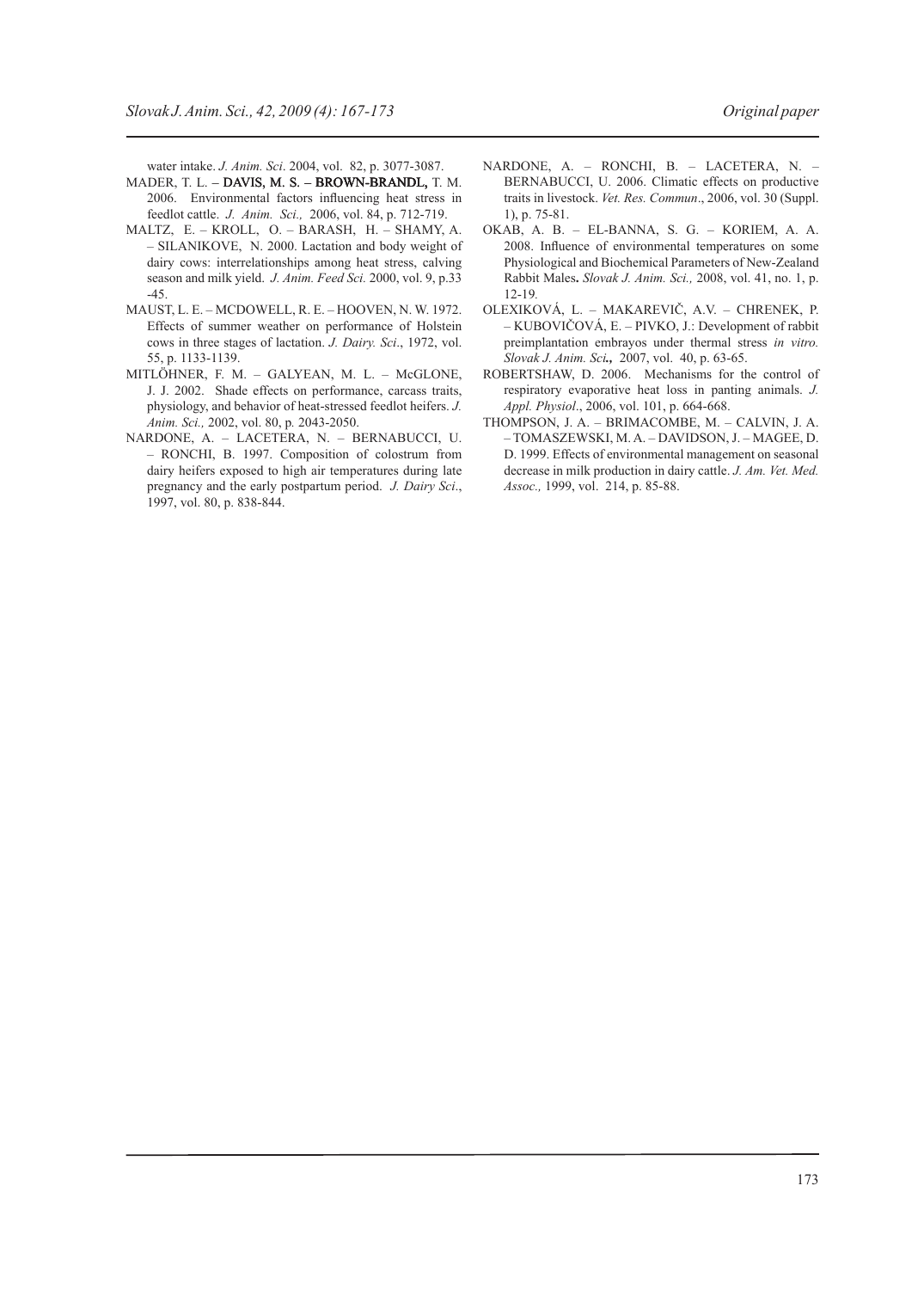water intake. *J. Anim. Sci*. 2004, vol. 82, p. 3077-3087.

MADER, T. L. – DAVIS, M. S. – BROWN-BRANDL, T. M. 2006. Environmental factors influencing heat stress in feedlot cattle. *J. Anim. Sci.,* 2006, vol. 84, p. 712-719.

MALTZ, E. – KROLL, O. – BARASH, H. – SHAMY, A. – SILANIKOVE, N. 2000. Lactation and body weight of dairy cows: interrelationships among heat stress, calving season and milk yield. *J. Anim. Feed Sci.* 2000, vol. 9, p.33 -45.

MAUST, L. E. – MCDOWELL, R. E. – HOOVEN, N. W. 1972. Effects of summer weather on performance of Holstein cows in three stages of lactation. *J. Dairy. Sci*., 1972, vol. 55, p. 1133-1139.

MITLÖHNER, F. M. – GALYEAN, M. L. – McGLONE, J. J. 2002. Shade effects on performance, carcass traits, physiology, and behavior of heat-stressed feedlot heifers. *J. Anim. Sci.,* 2002, vol. 80, p. 2043-2050.

NARDONE, A. – LACETERA, N. – BERNABUCCI, U. – RONCHI, B. 1997. Composition of colostrum from dairy heifers exposed to high air temperatures during late pregnancy and the early postpartum period. *J. Dairy Sci*., 1997, vol. 80, p. 838-844.

NARDONE, A. – RONCHI, B. – LACETERA, N. – BERNABUCCI, U. 2006. Climatic effects on productive traits in livestock. *Vet. Res. Commun*., 2006, vol. 30 (Suppl. 1), p. 75-81.

OKAB, A. B. – EL-BANNA, S. G. – KORIEM, A. A. 2008. Influence of environmental temperatures on some Physiological and Biochemical Parameters of New-Zealand Rabbit Males**.** *Slovak J. Anim. Sci.,* 2008, vol. 41, no. 1, p. 12-19.

OLEXIKOVÁ, L. – MAKAREVIČ, A.V. – CHRENEK, P. – KUBOVIČOVÁ, E. – PIVKO, J.: Development of rabbit preimplantation embrayos under thermal stress *in vitro. Slovak J. Anim. Sci.,* 2007, vol. 40, p. 63-65.

ROBERTSHAW, D. 2006. Mechanisms for the control of respiratory evaporative heat loss in panting animals. *J. Appl. Physiol*., 2006, vol. 101, p. 664-668.

THOMPSON, J. A. – BRIMACOMBE, M. – CALVIN, J. A. – TOMASZEWSKI, M. A. – DAVIDSON, J. – MAGEE, D. D. 1999. Effects of environmental management on seasonal decrease in milk production in dairy cattle. *J. Am. Vet. Med. Assoc.,* 1999, vol. 214, p. 85-88.